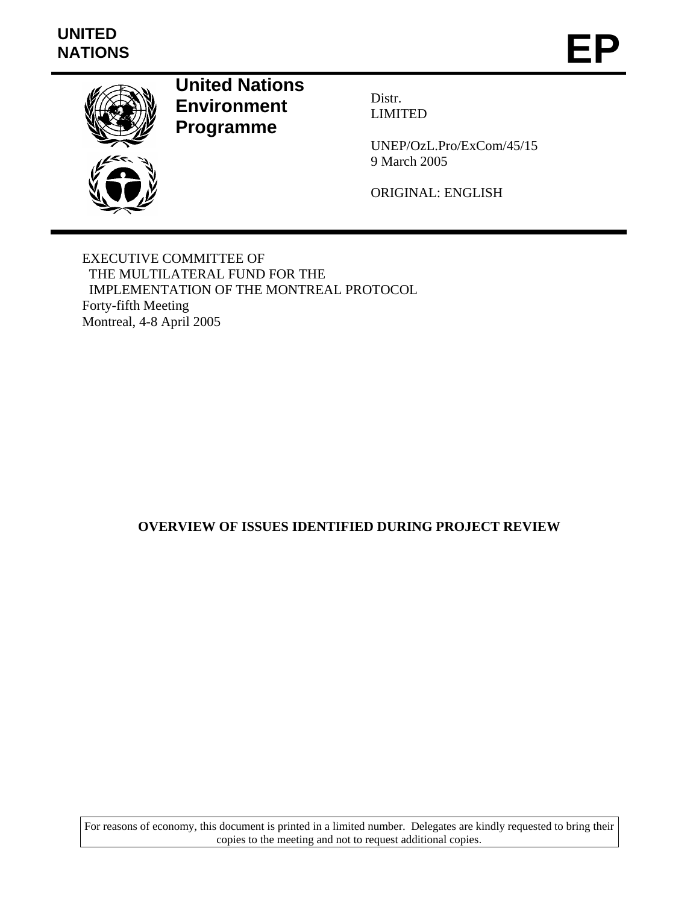UNITED
NATIONS

**EP**

**United Nations Environment Programme**

Distr.
LIMITED

UNEP/OzL.Pro/ExCom/45/15
9 March 2005

ORIGINAL: ENGLISH

EXECUTIVE COMMITTEE OF
THE MULTILATERAL FUND FOR THE
IMPLEMENTATION OF THE MONTREAL PROTOCOL
Forty-fifth Meeting
Montreal, 4-8 April 2005

# OVERVIEW OF ISSUES IDENTIFIED DURING PROJECT REVIEW

For reasons of economy, this document is printed in a limited number. Delegates are kindly requested to bring their copies to the meeting and not to request additional copies.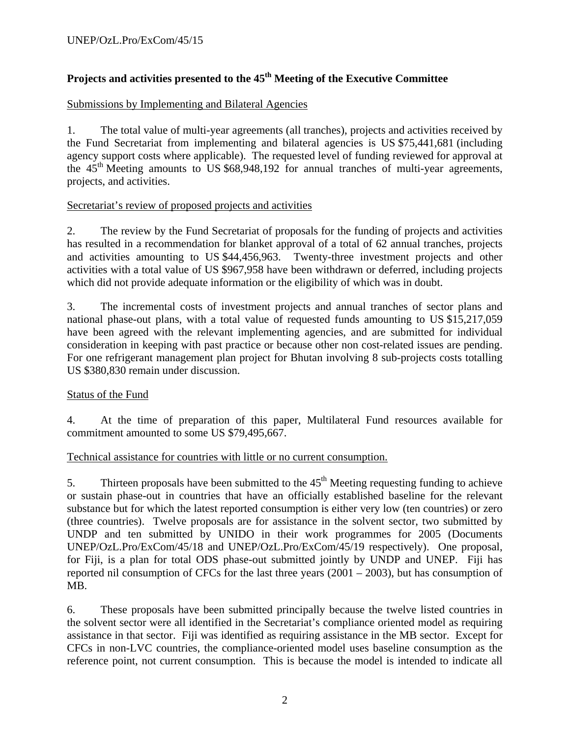## Projects and activities presented to the 45th Meeting of the Executive Committee

Submissions by Implementing and Bilateral Agencies

1. The total value of multi-year agreements (all tranches), projects and activities received by the Fund Secretariat from implementing and bilateral agencies is US $75,441,681 (including agency support costs where applicable). The requested level of funding reviewed for approval at the 45th Meeting amounts to US $68,948,192 for annual tranches of multi-year agreements, projects, and activities.

Secretariat's review of proposed projects and activities

2. The review by the Fund Secretariat of proposals for the funding of projects and activities has resulted in a recommendation for blanket approval of a total of 62 annual tranches, projects and activities amounting to US $44,456,963. Twenty-three investment projects and other activities with a total value of US $967,958 have been withdrawn or deferred, including projects which did not provide adequate information or the eligibility of which was in doubt.

3. The incremental costs of investment projects and annual tranches of sector plans and national phase-out plans, with a total value of requested funds amounting to US $15,217,059 have been agreed with the relevant implementing agencies, and are submitted for individual consideration in keeping with past practice or because other non cost-related issues are pending. For one refrigerant management plan project for Bhutan involving 8 sub-projects costs totalling US $380,830 remain under discussion.

Status of the Fund

4. At the time of preparation of this paper, Multilateral Fund resources available for commitment amounted to some US $79,495,667.

Technical assistance for countries with little or no current consumption.

5. Thirteen proposals have been submitted to the 45th Meeting requesting funding to achieve or sustain phase-out in countries that have an officially established baseline for the relevant substance but for which the latest reported consumption is either very low (ten countries) or zero (three countries). Twelve proposals are for assistance in the solvent sector, two submitted by UNDP and ten submitted by UNIDO in their work programmes for 2005 (Documents UNEP/OzL.Pro/ExCom/45/18 and UNEP/OzL.Pro/ExCom/45/19 respectively). One proposal, for Fiji, is a plan for total ODS phase-out submitted jointly by UNDP and UNEP. Fiji has reported nil consumption of CFCs for the last three years (2001 – 2003), but has consumption of MB.

6. These proposals have been submitted principally because the twelve listed countries in the solvent sector were all identified in the Secretariat's compliance oriented model as requiring assistance in that sector. Fiji was identified as requiring assistance in the MB sector. Except for CFCs in non-LVC countries, the compliance-oriented model uses baseline consumption as the reference point, not current consumption. This is because the model is intended to indicate all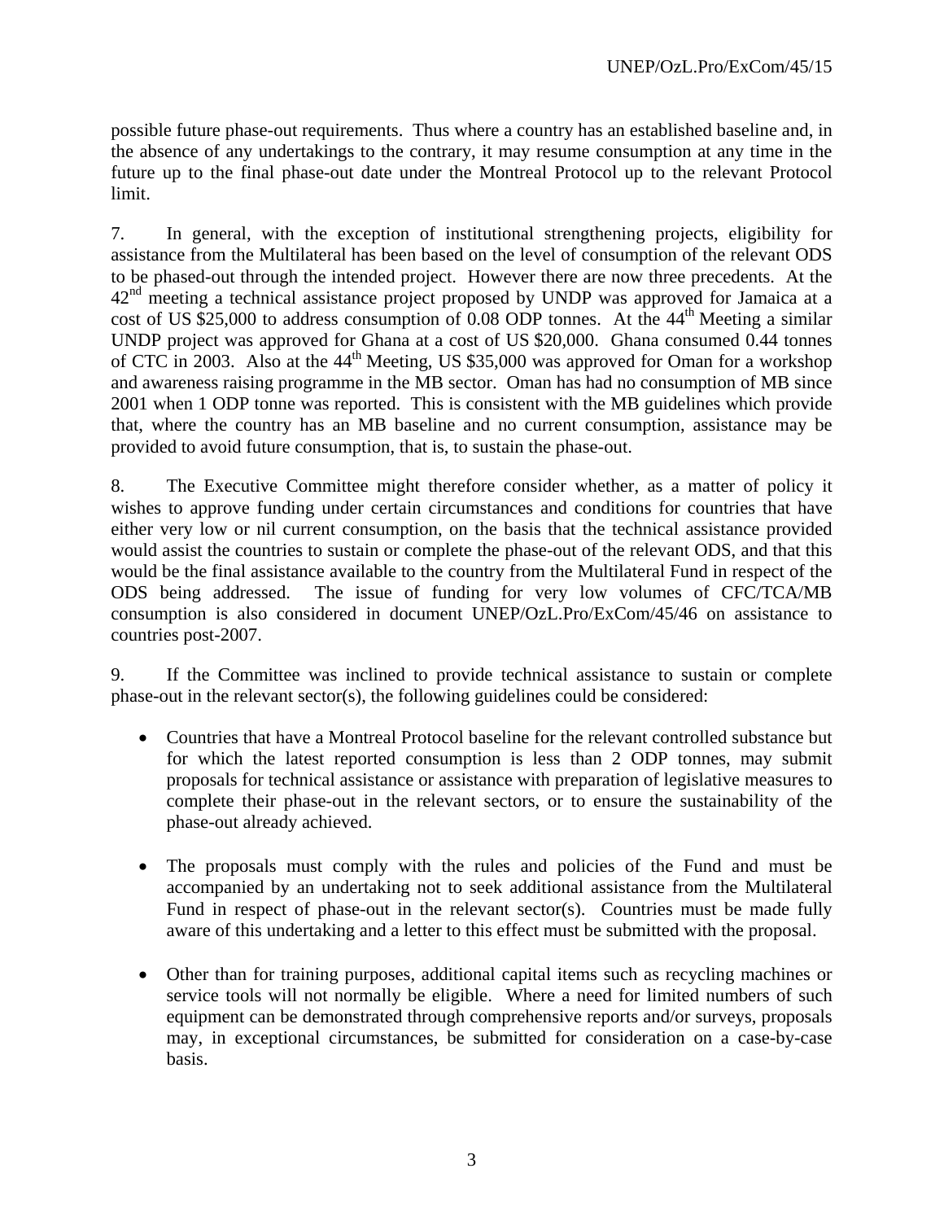possible future phase-out requirements. Thus where a country has an established baseline and, in the absence of any undertakings to the contrary, it may resume consumption at any time in the future up to the final phase-out date under the Montreal Protocol up to the relevant Protocol limit.

7. In general, with the exception of institutional strengthening projects, eligibility for assistance from the Multilateral has been based on the level of consumption of the relevant ODS to be phased-out through the intended project. However there are now three precedents. At the 42nd meeting a technical assistance project proposed by UNDP was approved for Jamaica at a cost of US $25,000 to address consumption of 0.08 ODP tonnes. At the 44th Meeting a similar UNDP project was approved for Ghana at a cost of US $20,000. Ghana consumed 0.44 tonnes of CTC in 2003. Also at the 44th Meeting, US $35,000 was approved for Oman for a workshop and awareness raising programme in the MB sector. Oman has had no consumption of MB since 2001 when 1 ODP tonne was reported. This is consistent with the MB guidelines which provide that, where the country has an MB baseline and no current consumption, assistance may be provided to avoid future consumption, that is, to sustain the phase-out.

8. The Executive Committee might therefore consider whether, as a matter of policy it wishes to approve funding under certain circumstances and conditions for countries that have either very low or nil current consumption, on the basis that the technical assistance provided would assist the countries to sustain or complete the phase-out of the relevant ODS, and that this would be the final assistance available to the country from the Multilateral Fund in respect of the ODS being addressed. The issue of funding for very low volumes of CFC/TCA/MB consumption is also considered in document UNEP/OzL.Pro/ExCom/45/46 on assistance to countries post-2007.

9. If the Committee was inclined to provide technical assistance to sustain or complete phase-out in the relevant sector(s), the following guidelines could be considered:

- Countries that have a Montreal Protocol baseline for the relevant controlled substance but for which the latest reported consumption is less than 2 ODP tonnes, may submit proposals for technical assistance or assistance with preparation of legislative measures to complete their phase-out in the relevant sectors, or to ensure the sustainability of the phase-out already achieved.

- The proposals must comply with the rules and policies of the Fund and must be accompanied by an undertaking not to seek additional assistance from the Multilateral Fund in respect of phase-out in the relevant sector(s). Countries must be made fully aware of this undertaking and a letter to this effect must be submitted with the proposal.

- Other than for training purposes, additional capital items such as recycling machines or service tools will not normally be eligible. Where a need for limited numbers of such equipment can be demonstrated through comprehensive reports and/or surveys, proposals may, in exceptional circumstances, be submitted for consideration on a case-by-case basis.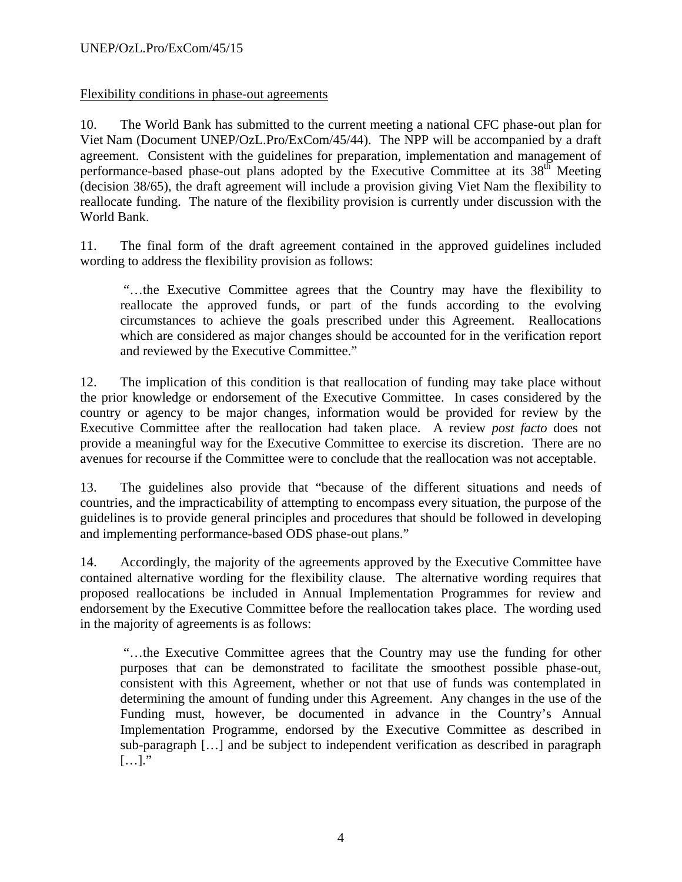Flexibility conditions in phase-out agreements

10. The World Bank has submitted to the current meeting a national CFC phase-out plan for Viet Nam (Document UNEP/OzL.Pro/ExCom/45/44). The NPP will be accompanied by a draft agreement. Consistent with the guidelines for preparation, implementation and management of performance-based phase-out plans adopted by the Executive Committee at its 38th Meeting (decision 38/65), the draft agreement will include a provision giving Viet Nam the flexibility to reallocate funding. The nature of the flexibility provision is currently under discussion with the World Bank.

11. The final form of the draft agreement contained in the approved guidelines included wording to address the flexibility provision as follows:

> "…the Executive Committee agrees that the Country may have the flexibility to reallocate the approved funds, or part of the funds according to the evolving circumstances to achieve the goals prescribed under this Agreement. Reallocations which are considered as major changes should be accounted for in the verification report and reviewed by the Executive Committee."

12. The implication of this condition is that reallocation of funding may take place without the prior knowledge or endorsement of the Executive Committee. In cases considered by the country or agency to be major changes, information would be provided for review by the Executive Committee after the reallocation had taken place. A review *post facto* does not provide a meaningful way for the Executive Committee to exercise its discretion. There are no avenues for recourse if the Committee were to conclude that the reallocation was not acceptable.

13. The guidelines also provide that "because of the different situations and needs of countries, and the impracticability of attempting to encompass every situation, the purpose of the guidelines is to provide general principles and procedures that should be followed in developing and implementing performance-based ODS phase-out plans."

14. Accordingly, the majority of the agreements approved by the Executive Committee have contained alternative wording for the flexibility clause. The alternative wording requires that proposed reallocations be included in Annual Implementation Programmes for review and endorsement by the Executive Committee before the reallocation takes place. The wording used in the majority of agreements is as follows:

> "…the Executive Committee agrees that the Country may use the funding for other purposes that can be demonstrated to facilitate the smoothest possible phase-out, consistent with this Agreement, whether or not that use of funds was contemplated in determining the amount of funding under this Agreement. Any changes in the use of the Funding must, however, be documented in advance in the Country's Annual Implementation Programme, endorsed by the Executive Committee as described in sub-paragraph […] and be subject to independent verification as described in paragraph […]."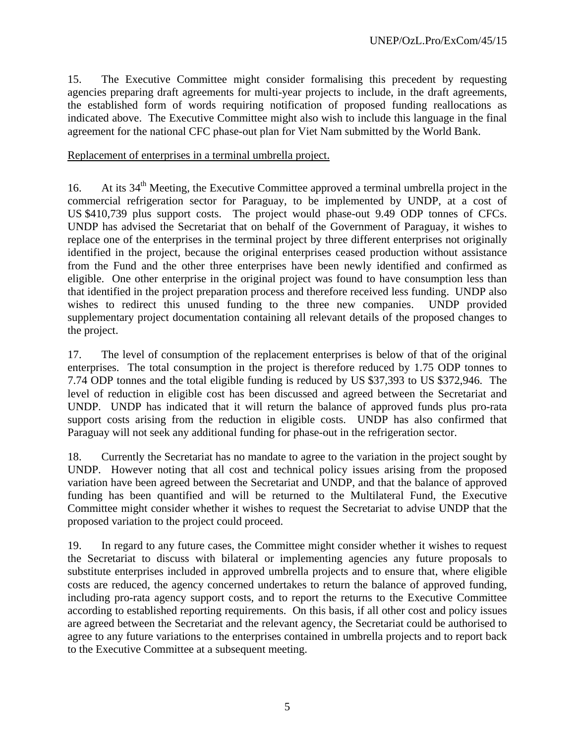15. The Executive Committee might consider formalising this precedent by requesting agencies preparing draft agreements for multi-year projects to include, in the draft agreements, the established form of words requiring notification of proposed funding reallocations as indicated above. The Executive Committee might also wish to include this language in the final agreement for the national CFC phase-out plan for Viet Nam submitted by the World Bank.

Replacement of enterprises in a terminal umbrella project.

16. At its 34th Meeting, the Executive Committee approved a terminal umbrella project in the commercial refrigeration sector for Paraguay, to be implemented by UNDP, at a cost of US $410,739 plus support costs. The project would phase-out 9.49 ODP tonnes of CFCs. UNDP has advised the Secretariat that on behalf of the Government of Paraguay, it wishes to replace one of the enterprises in the terminal project by three different enterprises not originally identified in the project, because the original enterprises ceased production without assistance from the Fund and the other three enterprises have been newly identified and confirmed as eligible. One other enterprise in the original project was found to have consumption less than that identified in the project preparation process and therefore received less funding. UNDP also wishes to redirect this unused funding to the three new companies. UNDP provided supplementary project documentation containing all relevant details of the proposed changes to the project.

17. The level of consumption of the replacement enterprises is below of that of the original enterprises. The total consumption in the project is therefore reduced by 1.75 ODP tonnes to 7.74 ODP tonnes and the total eligible funding is reduced by US $37,393 to US $372,946. The level of reduction in eligible cost has been discussed and agreed between the Secretariat and UNDP. UNDP has indicated that it will return the balance of approved funds plus pro-rata support costs arising from the reduction in eligible costs. UNDP has also confirmed that Paraguay will not seek any additional funding for phase-out in the refrigeration sector.

18. Currently the Secretariat has no mandate to agree to the variation in the project sought by UNDP. However noting that all cost and technical policy issues arising from the proposed variation have been agreed between the Secretariat and UNDP, and that the balance of approved funding has been quantified and will be returned to the Multilateral Fund, the Executive Committee might consider whether it wishes to request the Secretariat to advise UNDP that the proposed variation to the project could proceed.

19. In regard to any future cases, the Committee might consider whether it wishes to request the Secretariat to discuss with bilateral or implementing agencies any future proposals to substitute enterprises included in approved umbrella projects and to ensure that, where eligible costs are reduced, the agency concerned undertakes to return the balance of approved funding, including pro-rata agency support costs, and to report the returns to the Executive Committee according to established reporting requirements. On this basis, if all other cost and policy issues are agreed between the Secretariat and the relevant agency, the Secretariat could be authorised to agree to any future variations to the enterprises contained in umbrella projects and to report back to the Executive Committee at a subsequent meeting.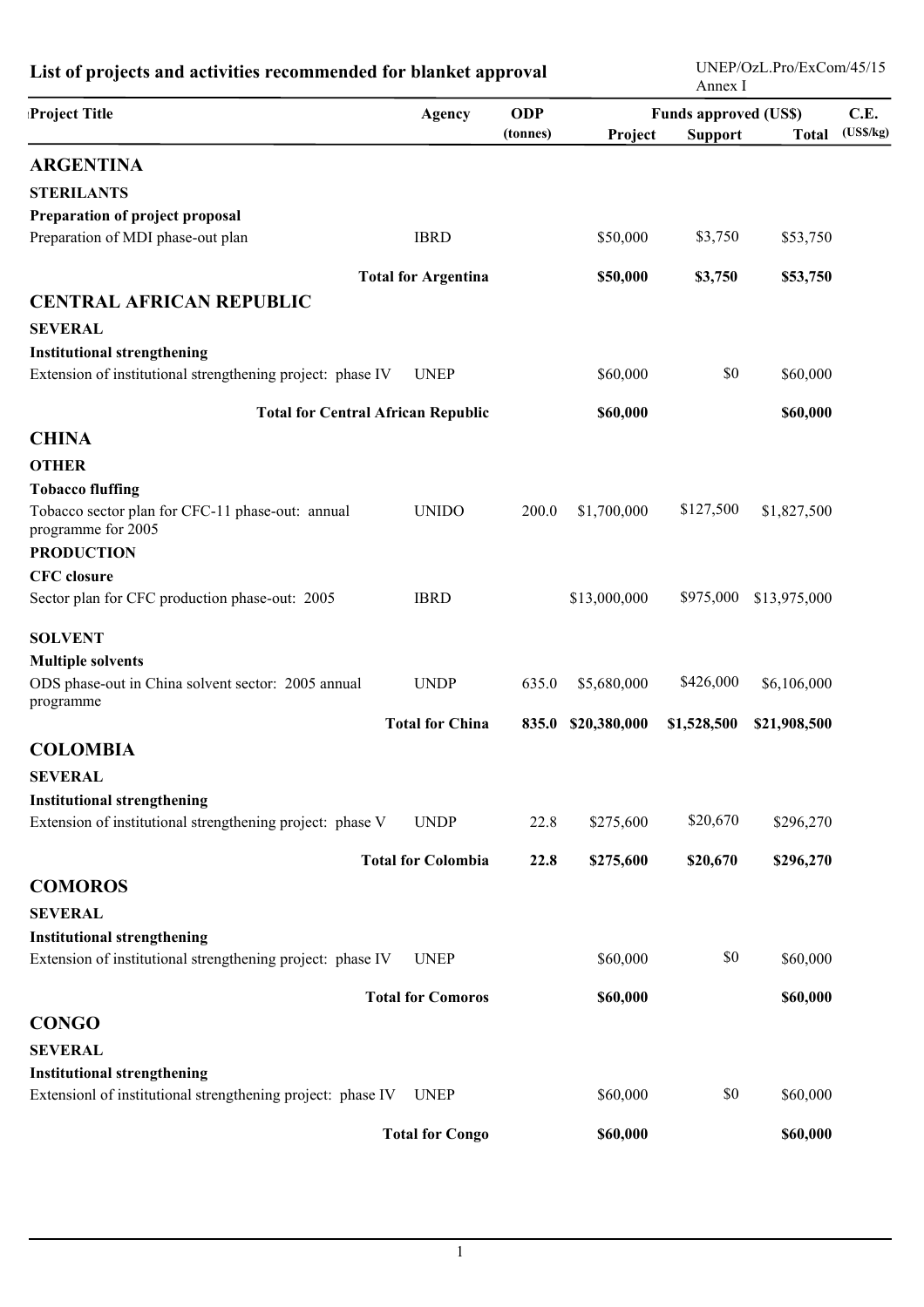## List of projects and activities recommended for blanket approval

UNEP/OzL.Pro/ExCom/45/15
Annex I

| Project Title | Agency | ODP (tonnes) | Funds approved (US$) Project | Support | Total | C.E. (US$/kg) |
|---|---|---|---|---|---|---|
| **ARGENTINA** | | | | | | |
| **STERILANTS** | | | | | | |
| **Preparation of project proposal** | | | | | | |
| Preparation of MDI phase-out plan | IBRD | | $50,000 | $3,750 | $53,750 | |
| | **Total for Argentina** | | **$50,000** | **$3,750** | **$53,750** | |
| **CENTRAL AFRICAN REPUBLIC** | | | | | | |
| **SEVERAL** | | | | | | |
| **Institutional strengthening** | | | | | | |
| Extension of institutional strengthening project: phase IV | UNEP | | $60,000 | $0 | $60,000 | |
| | **Total for Central African Republic** | | **$60,000** | | **$60,000** | |
| **CHINA** | | | | | | |
| **OTHER** | | | | | | |
| **Tobacco fluffing** | | | | | | |
| Tobacco sector plan for CFC-11 phase-out: annual programme for 2005 | UNIDO | 200.0 | $1,700,000 | $127,500 | $1,827,500 | |
| **PRODUCTION** | | | | | | |
| **CFC closure** | | | | | | |
| Sector plan for CFC production phase-out: 2005 | IBRD | | $13,000,000 | $975,000 | $13,975,000 | |
| **SOLVENT** | | | | | | |
| **Multiple solvents** | | | | | | |
| ODS phase-out in China solvent sector: 2005 annual programme | UNDP | 635.0 | $5,680,000 | $426,000 | $6,106,000 | |
| | **Total for China** | **835.0** | **$20,380,000** | **$1,528,500** | **$21,908,500** | |
| **COLOMBIA** | | | | | | |
| **SEVERAL** | | | | | | |
| **Institutional strengthening** | | | | | | |
| Extension of institutional strengthening project: phase V | UNDP | 22.8 | $275,600 | $20,670 | $296,270 | |
| | **Total for Colombia** | **22.8** | **$275,600** | **$20,670** | **$296,270** | |
| **COMOROS** | | | | | | |
| **SEVERAL** | | | | | | |
| **Institutional strengthening** | | | | | | |
| Extension of institutional strengthening project: phase IV | UNEP | | $60,000 | $0 | $60,000 | |
| | **Total for Comoros** | | **$60,000** | | **$60,000** | |
| **CONGO** | | | | | | |
| **SEVERAL** | | | | | | |
| **Institutional strengthening** | | | | | | |
| Extensionl of institutional strengthening project: phase IV | UNEP | | $60,000 | $0 | $60,000 | |
| | **Total for Congo** | | **$60,000** | | **$60,000** | |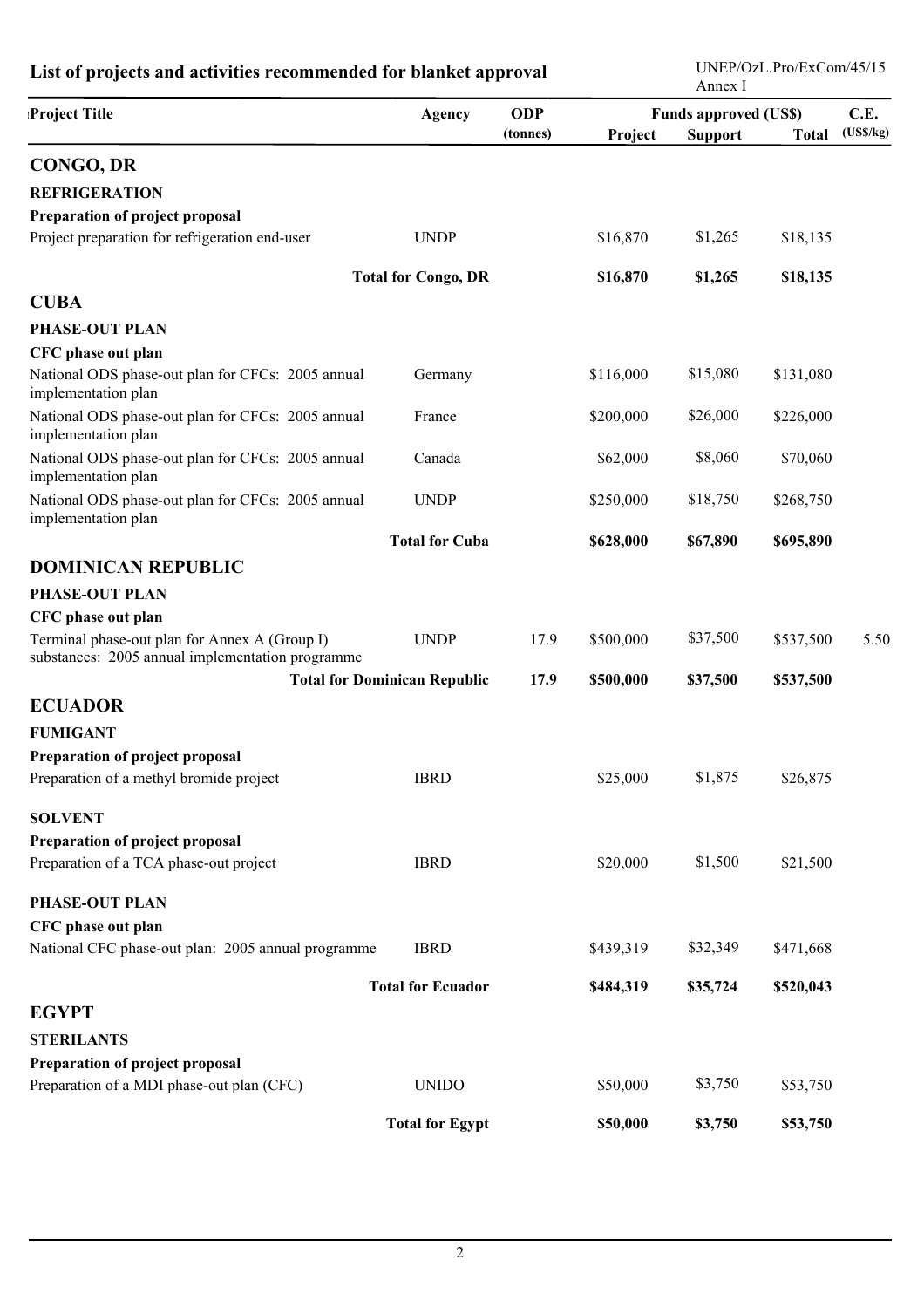## List of projects and activities recommended for blanket approval

UNEP/OzL.Pro/ExCom/45/15
Annex I

| Project Title | Agency | ODP (tonnes) | Funds approved (US$) Project | Support | Total | C.E. (US$/kg) |
|---|---|---|---|---|---|---|
| **CONGO, DR** | | | | | | |
| **REFRIGERATION** | | | | | | |
| **Preparation of project proposal** | | | | | | |
| Project preparation for refrigeration end-user | UNDP | | $16,870 | $1,265 | $18,135 | |
| **Total for Congo, DR** | | | **$16,870** | **$1,265** | **$18,135** | |
| **CUBA** | | | | | | |
| **PHASE-OUT PLAN** | | | | | | |
| **CFC phase out plan** | | | | | | |
| National ODS phase-out plan for CFCs: 2005 annual implementation plan | Germany | | $116,000 | $15,080 | $131,080 | |
| National ODS phase-out plan for CFCs: 2005 annual implementation plan | France | | $200,000 | $26,000 | $226,000 | |
| National ODS phase-out plan for CFCs: 2005 annual implementation plan | Canada | | $62,000 | $8,060 | $70,060 | |
| National ODS phase-out plan for CFCs: 2005 annual implementation plan | UNDP | | $250,000 | $18,750 | $268,750 | |
| **Total for Cuba** | | | **$628,000** | **$67,890** | **$695,890** | |
| **DOMINICAN REPUBLIC** | | | | | | |
| **PHASE-OUT PLAN** | | | | | | |
| **CFC phase out plan** | | | | | | |
| Terminal phase-out plan for Annex A (Group I) substances: 2005 annual implementation programme | UNDP | 17.9 | $500,000 | $37,500 | $537,500 | 5.50 |
| **Total for Dominican Republic** | | **17.9** | **$500,000** | **$37,500** | **$537,500** | |
| **ECUADOR** | | | | | | |
| **FUMIGANT** | | | | | | |
| **Preparation of project proposal** | | | | | | |
| Preparation of a methyl bromide project | IBRD | | $25,000 | $1,875 | $26,875 | |
| **SOLVENT** | | | | | | |
| **Preparation of project proposal** | | | | | | |
| Preparation of a TCA phase-out project | IBRD | | $20,000 | $1,500 | $21,500 | |
| **PHASE-OUT PLAN** | | | | | | |
| **CFC phase out plan** | | | | | | |
| National CFC phase-out plan: 2005 annual programme | IBRD | | $439,319 | $32,349 | $471,668 | |
| **Total for Ecuador** | | | **$484,319** | **$35,724** | **$520,043** | |
| **EGYPT** | | | | | | |
| **STERILANTS** | | | | | | |
| **Preparation of project proposal** | | | | | | |
| Preparation of a MDI phase-out plan (CFC) | UNIDO | | $50,000 | $3,750 | $53,750 | |
| **Total for Egypt** | | | **$50,000** | **$3,750** | **$53,750** | |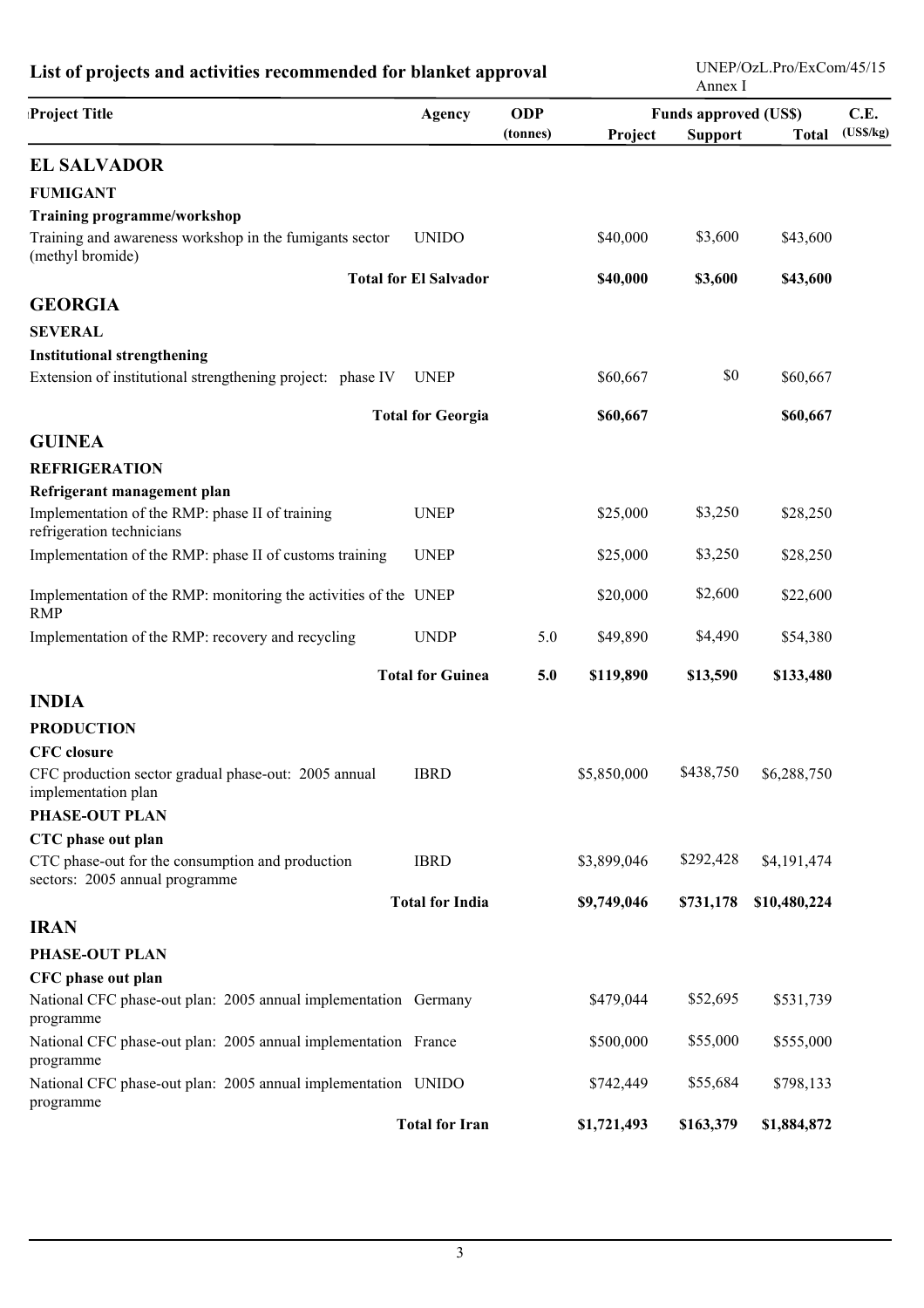## List of projects and activities recommended for blanket approval

UNEP/OzL.Pro/ExCom/45/15
Annex I

| Project Title | Agency | ODP (tonnes) | Funds approved (US$) Project | Support | Total | C.E. (US$/kg) |
|---|---|---|---|---|---|---|
| **EL SALVADOR** | | | | | | |
| **FUMIGANT** | | | | | | |
| **Training programme/workshop** | | | | | | |
| Training and awareness workshop in the fumigants sector (methyl bromide) | UNIDO | | $40,000 | $3,600 | $43,600 | |
| **Total for El Salvador** | | | **$40,000** | **$3,600** | **$43,600** | |
| **GEORGIA** | | | | | | |
| **SEVERAL** | | | | | | |
| **Institutional strengthening** | | | | | | |
| Extension of institutional strengthening project: phase IV | UNEP | | $60,667 | $0 | $60,667 | |
| **Total for Georgia** | | | **$60,667** | | **$60,667** | |
| **GUINEA** | | | | | | |
| **REFRIGERATION** | | | | | | |
| **Refrigerant management plan** | | | | | | |
| Implementation of the RMP: phase II of training refrigeration technicians | UNEP | | $25,000 | $3,250 | $28,250 | |
| Implementation of the RMP: phase II of customs training | UNEP | | $25,000 | $3,250 | $28,250 | |
| Implementation of the RMP: monitoring the activities of the RMP | UNEP | | $20,000 | $2,600 | $22,600 | |
| Implementation of the RMP: recovery and recycling | UNDP | 5.0 | $49,890 | $4,490 | $54,380 | |
| **Total for Guinea** | | **5.0** | **$119,890** | **$13,590** | **$133,480** | |
| **INDIA** | | | | | | |
| **PRODUCTION** | | | | | | |
| **CFC closure** | | | | | | |
| CFC production sector gradual phase-out: 2005 annual implementation plan | IBRD | | $5,850,000 | $438,750 | $6,288,750 | |
| **PHASE-OUT PLAN** | | | | | | |
| **CTC phase out plan** | | | | | | |
| CTC phase-out for the consumption and production sectors: 2005 annual programme | IBRD | | $3,899,046 | $292,428 | $4,191,474 | |
| **Total for India** | | | **$9,749,046** | **$731,178** | **$10,480,224** | |
| **IRAN** | | | | | | |
| **PHASE-OUT PLAN** | | | | | | |
| **CFC phase out plan** | | | | | | |
| National CFC phase-out plan: 2005 annual implementation programme | Germany | | $479,044 | $52,695 | $531,739 | |
| National CFC phase-out plan: 2005 annual implementation programme | France | | $500,000 | $55,000 | $555,000 | |
| National CFC phase-out plan: 2005 annual implementation programme | UNIDO | | $742,449 | $55,684 | $798,133 | |
| **Total for Iran** | | | **$1,721,493** | **$163,379** | **$1,884,872** | |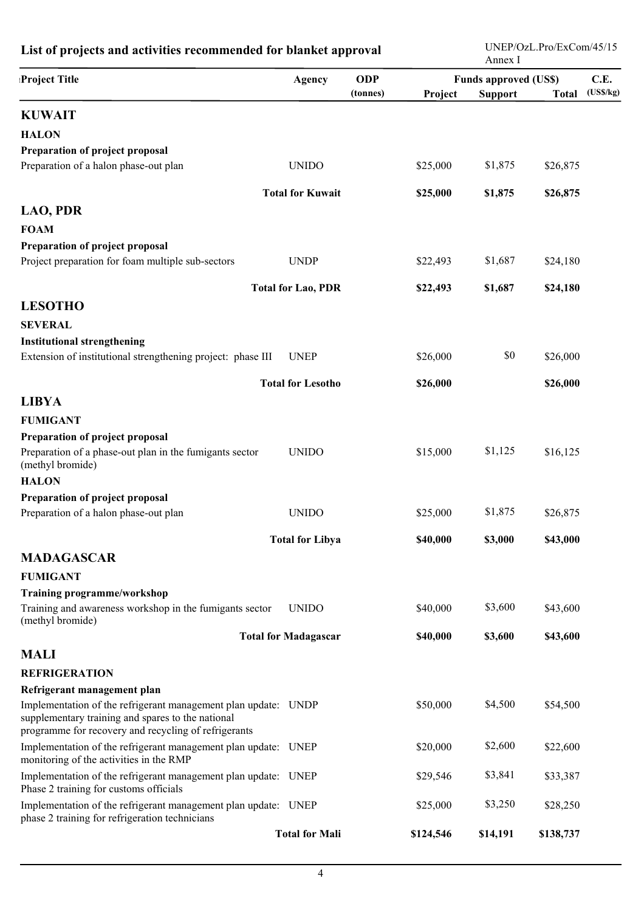## List of projects and activities recommended for blanket approval

| Project Title | Agency | ODP (tonnes) | Funds approved (US$) | | | C.E. (US$/kg) |
|---|---|---|---|---|---|---|
| | | | Project | Support | Total | |
| **KUWAIT** | | | | | | |
| **HALON** | | | | | | |
| **Preparation of project proposal** | | | | | | |
| Preparation of a halon phase-out plan | UNIDO | | $25,000 | $1,875 | $26,875 | |
| | **Total for Kuwait** | | **$25,000** | **$1,875** | **$26,875** | |
| **LAO, PDR** | | | | | | |
| **FOAM** | | | | | | |
| **Preparation of project proposal** | | | | | | |
| Project preparation for foam multiple sub-sectors | UNDP | | $22,493 | $1,687 | $24,180 | |
| | **Total for Lao, PDR** | | **$22,493** | **$1,687** | **$24,180** | |
| **LESOTHO** | | | | | | |
| **SEVERAL** | | | | | | |
| **Institutional strengthening** | | | | | | |
| Extension of institutional strengthening project: phase III | UNEP | | $26,000 | $0 | $26,000 | |
| | **Total for Lesotho** | | **$26,000** | | **$26,000** | |
| **LIBYA** | | | | | | |
| **FUMIGANT** | | | | | | |
| **Preparation of project proposal** | | | | | | |
| Preparation of a phase-out plan in the fumigants sector (methyl bromide) | UNIDO | | $15,000 | $1,125 | $16,125 | |
| **HALON** | | | | | | |
| **Preparation of project proposal** | | | | | | |
| Preparation of a halon phase-out plan | UNIDO | | $25,000 | $1,875 | $26,875 | |
| | **Total for Libya** | | **$40,000** | **$3,000** | **$43,000** | |
| **MADAGASCAR** | | | | | | |
| **FUMIGANT** | | | | | | |
| **Training programme/workshop** | | | | | | |
| Training and awareness workshop in the fumigants sector (methyl bromide) | UNIDO | | $40,000 | $3,600 | $43,600 | |
| | **Total for Madagascar** | | **$40,000** | **$3,600** | **$43,600** | |
| **MALI** | | | | | | |
| **REFRIGERATION** | | | | | | |
| **Refrigerant management plan** | | | | | | |
| Implementation of the refrigerant management plan update: supplementary training and spares to the national programme for recovery and recycling of refrigerants | UNDP | | $50,000 | $4,500 | $54,500 | |
| Implementation of the refrigerant management plan update: monitoring of the activities in the RMP | UNEP | | $20,000 | $2,600 | $22,600 | |
| Implementation of the refrigerant management plan update: Phase 2 training for customs officials | UNEP | | $29,546 | $3,841 | $33,387 | |
| Implementation of the refrigerant management plan update: phase 2 training for refrigeration technicians | UNEP | | $25,000 | $3,250 | $28,250 | |
| | **Total for Mali** | | **$124,546** | **$14,191** | **$138,737** | |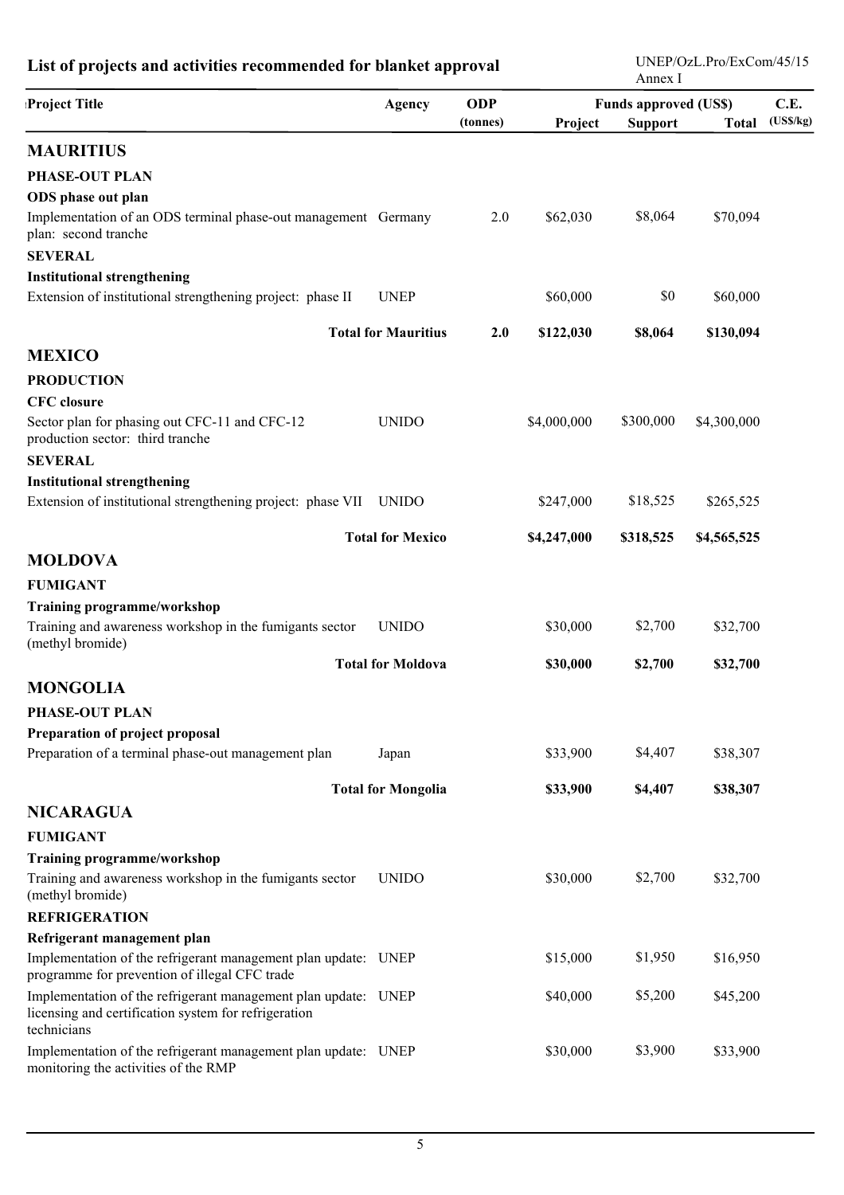## List of projects and activities recommended for blanket approval

UNEP/OzL.Pro/ExCom/45/15
Annex I

| Project Title | Agency | ODP (tonnes) | Funds approved (US$) Project | Support | Total | C.E. (US$/kg) |
|---|---|---|---|---|---|---|
| **MAURITIUS** | | | | | | |
| **PHASE-OUT PLAN** | | | | | | |
| **ODS phase out plan** | | | | | | |
| Implementation of an ODS terminal phase-out management plan: second tranche | Germany | 2.0 | $62,030 | $8,064 | $70,094 | |
| **SEVERAL** | | | | | | |
| **Institutional strengthening** | | | | | | |
| Extension of institutional strengthening project: phase II | UNEP | | $60,000 | $0 | $60,000 | |
| | **Total for Mauritius** | **2.0** | **$122,030** | **$8,064** | **$130,094** | |
| **MEXICO** | | | | | | |
| **PRODUCTION** | | | | | | |
| **CFC closure** | | | | | | |
| Sector plan for phasing out CFC-11 and CFC-12 production sector: third tranche | UNIDO | | $4,000,000 | $300,000 | $4,300,000 | |
| **SEVERAL** | | | | | | |
| **Institutional strengthening** | | | | | | |
| Extension of institutional strengthening project: phase VII | UNIDO | | $247,000 | $18,525 | $265,525 | |
| | **Total for Mexico** | | **$4,247,000** | **$318,525** | **$4,565,525** | |
| **MOLDOVA** | | | | | | |
| **FUMIGANT** | | | | | | |
| **Training programme/workshop** | | | | | | |
| Training and awareness workshop in the fumigants sector (methyl bromide) | UNIDO | | $30,000 | $2,700 | $32,700 | |
| | **Total for Moldova** | | **$30,000** | **$2,700** | **$32,700** | |
| **MONGOLIA** | | | | | | |
| **PHASE-OUT PLAN** | | | | | | |
| **Preparation of project proposal** | | | | | | |
| Preparation of a terminal phase-out management plan | Japan | | $33,900 | $4,407 | $38,307 | |
| | **Total for Mongolia** | | **$33,900** | **$4,407** | **$38,307** | |
| **NICARAGUA** | | | | | | |
| **FUMIGANT** | | | | | | |
| **Training programme/workshop** | | | | | | |
| Training and awareness workshop in the fumigants sector (methyl bromide) | UNIDO | | $30,000 | $2,700 | $32,700 | |
| **REFRIGERATION** | | | | | | |
| **Refrigerant management plan** | | | | | | |
| Implementation of the refrigerant management plan update: programme for prevention of illegal CFC trade | UNEP | | $15,000 | $1,950 | $16,950 | |
| Implementation of the refrigerant management plan update: licensing and certification system for refrigeration technicians | UNEP | | $40,000 | $5,200 | $45,200 | |
| Implementation of the refrigerant management plan update: monitoring the activities of the RMP | UNEP | | $30,000 | $3,900 | $33,900 | |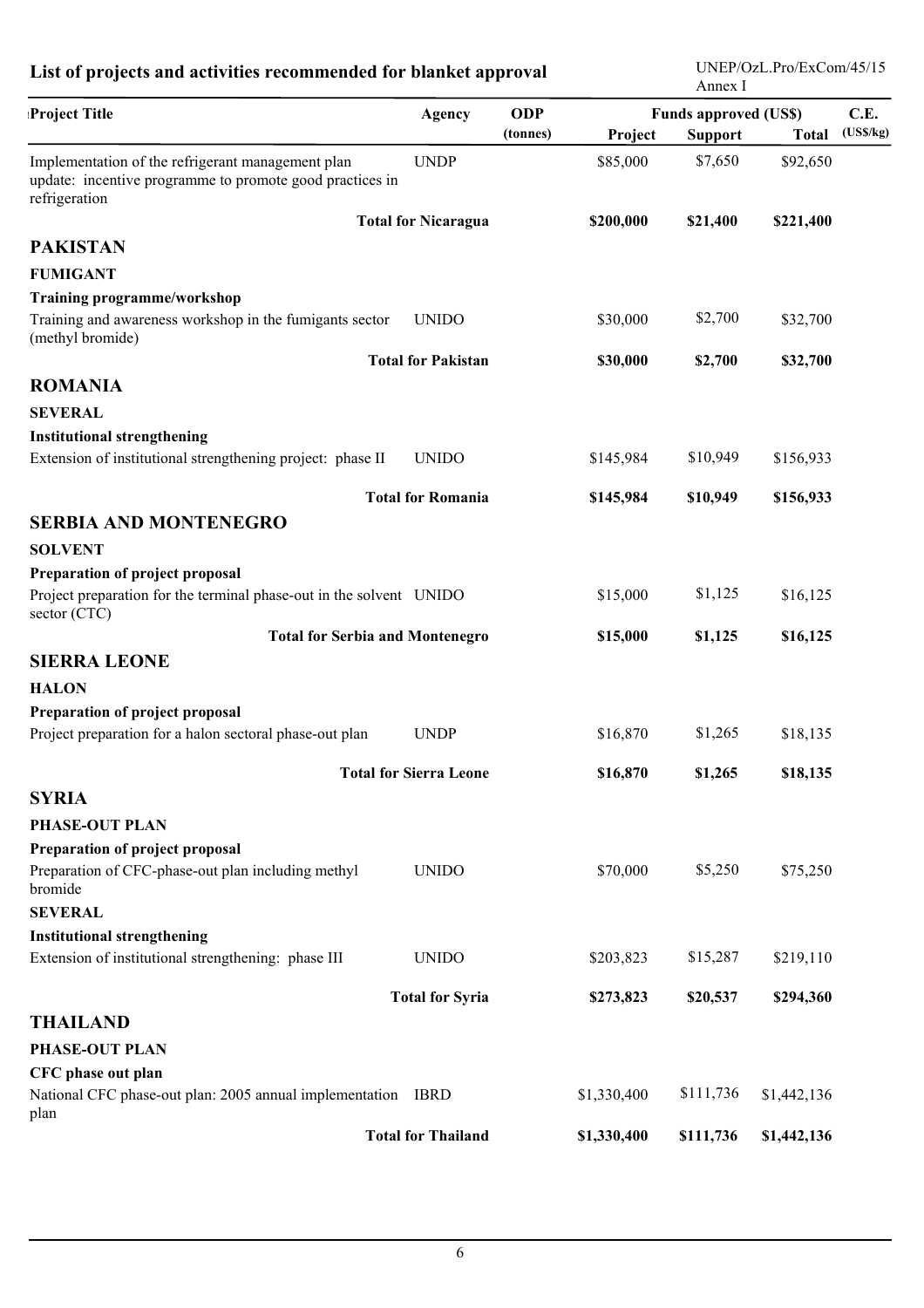## List of projects and activities recommended for blanket approval

| Project Title | Agency | ODP (tonnes) | Funds approved (US$) Project | Support | Total | C.E. (US$/kg) |
|---|---|---|---|---|---|---|
| Implementation of the refrigerant management plan update: incentive programme to promote good practices in refrigeration | UNDP | | $85,000 | $7,650 | $92,650 | |
| **Total for Nicaragua** | | | **$200,000** | **$21,400** | **$221,400** | |
| **PAKISTAN** | | | | | | |
| **FUMIGANT** | | | | | | |
| **Training programme/workshop** | | | | | | |
| Training and awareness workshop in the fumigants sector (methyl bromide) | UNIDO | | $30,000 | $2,700 | $32,700 | |
| **Total for Pakistan** | | | **$30,000** | **$2,700** | **$32,700** | |
| **ROMANIA** | | | | | | |
| **SEVERAL** | | | | | | |
| **Institutional strengthening** | | | | | | |
| Extension of institutional strengthening project: phase II | UNIDO | | $145,984 | $10,949 | $156,933 | |
| **Total for Romania** | | | **$145,984** | **$10,949** | **$156,933** | |
| **SERBIA AND MONTENEGRO** | | | | | | |
| **SOLVENT** | | | | | | |
| **Preparation of project proposal** | | | | | | |
| Project preparation for the terminal phase-out in the solvent sector (CTC) | UNIDO | | $15,000 | $1,125 | $16,125 | |
| **Total for Serbia and Montenegro** | | | **$15,000** | **$1,125** | **$16,125** | |
| **SIERRA LEONE** | | | | | | |
| **HALON** | | | | | | |
| **Preparation of project proposal** | | | | | | |
| Project preparation for a halon sectoral phase-out plan | UNDP | | $16,870 | $1,265 | $18,135 | |
| **Total for Sierra Leone** | | | **$16,870** | **$1,265** | **$18,135** | |
| **SYRIA** | | | | | | |
| **PHASE-OUT PLAN** | | | | | | |
| **Preparation of project proposal** | | | | | | |
| Preparation of CFC-phase-out plan including methyl bromide | UNIDO | | $70,000 | $5,250 | $75,250 | |
| **SEVERAL** | | | | | | |
| **Institutional strengthening** | | | | | | |
| Extension of institutional strengthening: phase III | UNIDO | | $203,823 | $15,287 | $219,110 | |
| **Total for Syria** | | | **$273,823** | **$20,537** | **$294,360** | |
| **THAILAND** | | | | | | |
| **PHASE-OUT PLAN** | | | | | | |
| **CFC phase out plan** | | | | | | |
| National CFC phase-out plan: 2005 annual implementation plan | IBRD | | $1,330,400 | $111,736 | $1,442,136 | |
| **Total for Thailand** | | | **$1,330,400** | **$111,736** | **$1,442,136** | |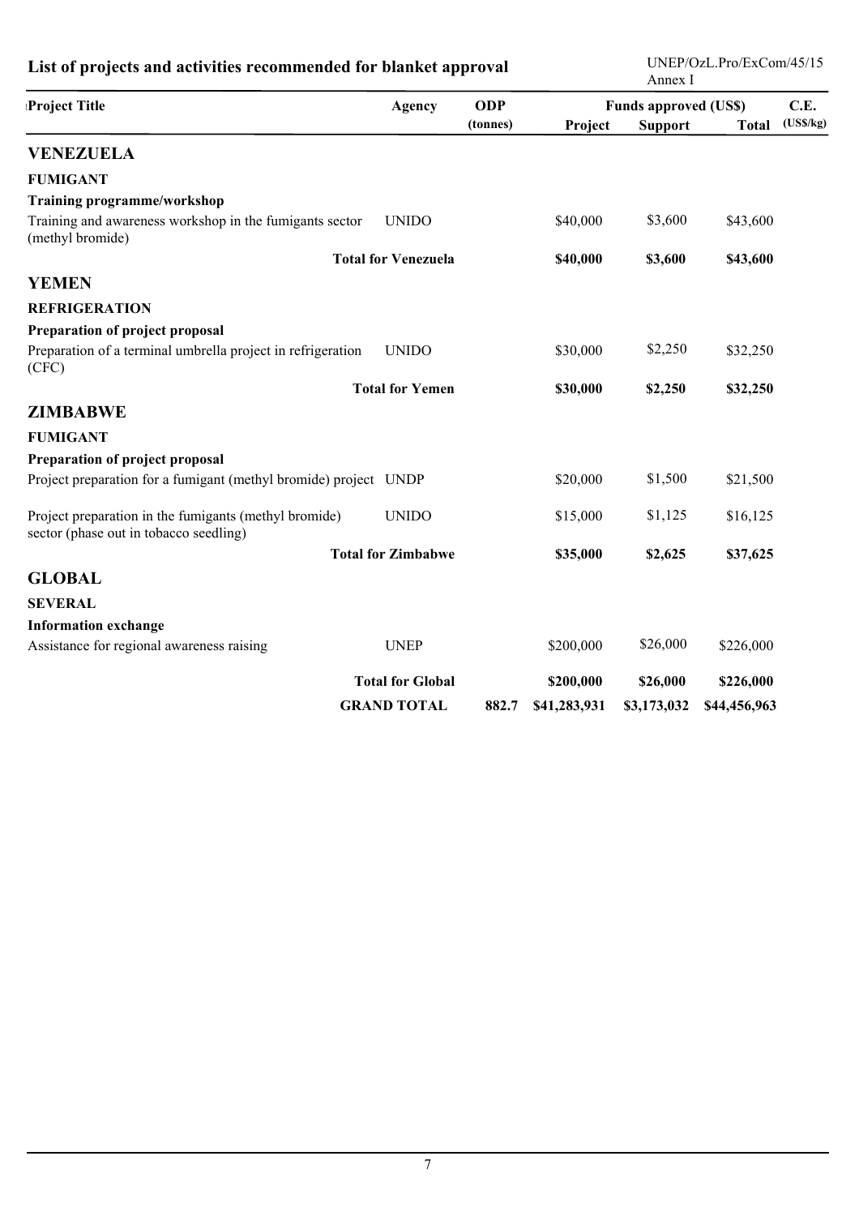## List of projects and activities recommended for blanket approval

UNEP/OzL.Pro/ExCom/45/15
Annex I

| Project Title | Agency | ODP (tonnes) | Funds approved (US$) Project | Support | Total | C.E. (US$/kg) |
|---|---|---|---|---|---|---|
| **VENEZUELA** | | | | | | |
| **FUMIGANT** | | | | | | |
| **Training programme/workshop** | | | | | | |
| Training and awareness workshop in the fumigants sector (methyl bromide) | UNIDO | | $40,000 | $3,600 | $43,600 | |
| | **Total for Venezuela** | | **$40,000** | **$3,600** | **$43,600** | |
| **YEMEN** | | | | | | |
| **REFRIGERATION** | | | | | | |
| **Preparation of project proposal** | | | | | | |
| Preparation of a terminal umbrella project in refrigeration (CFC) | UNIDO | | $30,000 | $2,250 | $32,250 | |
| | **Total for Yemen** | | **$30,000** | **$2,250** | **$32,250** | |
| **ZIMBABWE** | | | | | | |
| **FUMIGANT** | | | | | | |
| **Preparation of project proposal** | | | | | | |
| Project preparation for a fumigant (methyl bromide) project | UNDP | | $20,000 | $1,500 | $21,500 | |
| Project preparation in the fumigants (methyl bromide) sector (phase out in tobacco seedling) | UNIDO | | $15,000 | $1,125 | $16,125 | |
| | **Total for Zimbabwe** | | **$35,000** | **$2,625** | **$37,625** | |
| **GLOBAL** | | | | | | |
| **SEVERAL** | | | | | | |
| **Information exchange** | | | | | | |
| Assistance for regional awareness raising | UNEP | | $200,000 | $26,000 | $226,000 | |
| | **Total for Global** | | **$200,000** | **$26,000** | **$226,000** | |
| | **GRAND TOTAL** | **882.7** | **$41,283,931** | **$3,173,032** | **$44,456,963** | |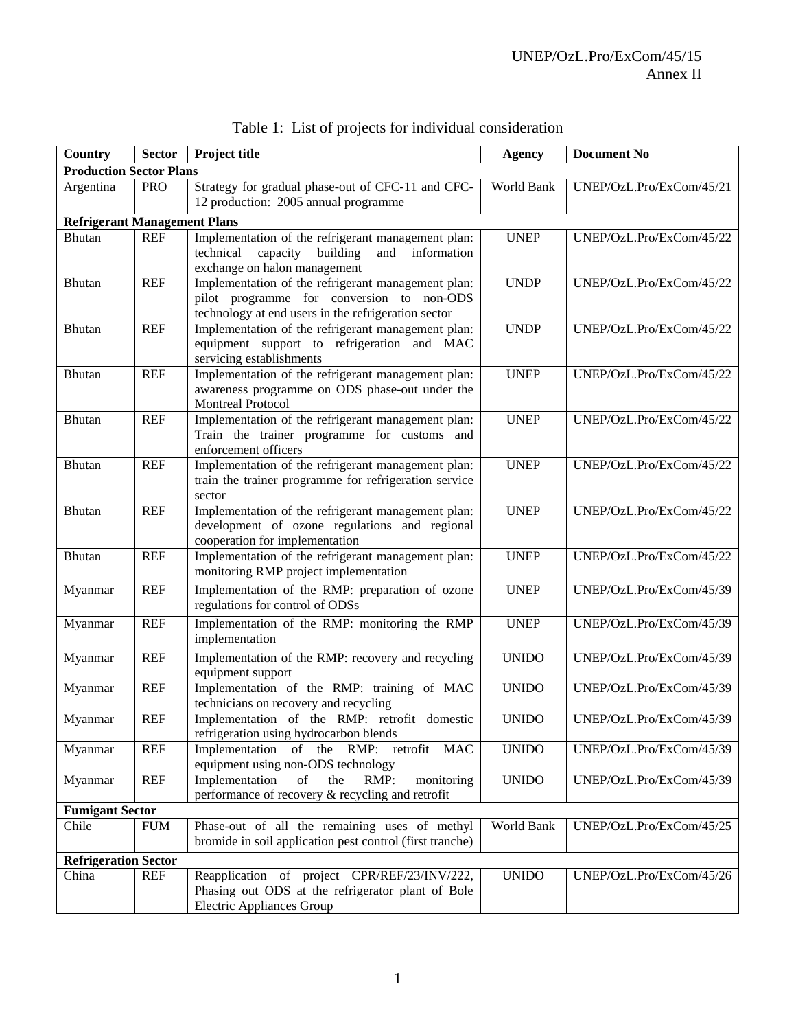Table 1: List of projects for individual consideration

| Country | Sector | Project title | Agency | Document No |
|---|---|---|---|---|
| **Production Sector Plans** | | | | |
| Argentina | PRO | Strategy for gradual phase-out of CFC-11 and CFC-12 production: 2005 annual programme | World Bank | UNEP/OzL.Pro/ExCom/45/21 |
| **Refrigerant Management Plans** | | | | |
| Bhutan | REF | Implementation of the refrigerant management plan: technical capacity building and information exchange on halon management | UNEP | UNEP/OzL.Pro/ExCom/45/22 |
| Bhutan | REF | Implementation of the refrigerant management plan: pilot programme for conversion to non-ODS technology at end users in the refrigeration sector | UNDP | UNEP/OzL.Pro/ExCom/45/22 |
| Bhutan | REF | Implementation of the refrigerant management plan: equipment support to refrigeration and MAC servicing establishments | UNDP | UNEP/OzL.Pro/ExCom/45/22 |
| Bhutan | REF | Implementation of the refrigerant management plan: awareness programme on ODS phase-out under the Montreal Protocol | UNEP | UNEP/OzL.Pro/ExCom/45/22 |
| Bhutan | REF | Implementation of the refrigerant management plan: Train the trainer programme for customs and enforcement officers | UNEP | UNEP/OzL.Pro/ExCom/45/22 |
| Bhutan | REF | Implementation of the refrigerant management plan: train the trainer programme for refrigeration service sector | UNEP | UNEP/OzL.Pro/ExCom/45/22 |
| Bhutan | REF | Implementation of the refrigerant management plan: development of ozone regulations and regional cooperation for implementation | UNEP | UNEP/OzL.Pro/ExCom/45/22 |
| Bhutan | REF | Implementation of the refrigerant management plan: monitoring RMP project implementation | UNEP | UNEP/OzL.Pro/ExCom/45/22 |
| Myanmar | REF | Implementation of the RMP: preparation of ozone regulations for control of ODSs | UNEP | UNEP/OzL.Pro/ExCom/45/39 |
| Myanmar | REF | Implementation of the RMP: monitoring the RMP implementation | UNEP | UNEP/OzL.Pro/ExCom/45/39 |
| Myanmar | REF | Implementation of the RMP: recovery and recycling equipment support | UNIDO | UNEP/OzL.Pro/ExCom/45/39 |
| Myanmar | REF | Implementation of the RMP: training of MAC technicians on recovery and recycling | UNIDO | UNEP/OzL.Pro/ExCom/45/39 |
| Myanmar | REF | Implementation of the RMP: retrofit domestic refrigeration using hydrocarbon blends | UNIDO | UNEP/OzL.Pro/ExCom/45/39 |
| Myanmar | REF | Implementation of the RMP: retrofit MAC equipment using non-ODS technology | UNIDO | UNEP/OzL.Pro/ExCom/45/39 |
| Myanmar | REF | Implementation of the RMP: monitoring performance of recovery & recycling and retrofit | UNIDO | UNEP/OzL.Pro/ExCom/45/39 |
| **Fumigant Sector** | | | | |
| Chile | FUM | Phase-out of all the remaining uses of methyl bromide in soil application pest control (first tranche) | World Bank | UNEP/OzL.Pro/ExCom/45/25 |
| **Refrigeration Sector** | | | | |
| China | REF | Reapplication of project CPR/REF/23/INV/222, Phasing out ODS at the refrigerator plant of Bole Electric Appliances Group | UNIDO | UNEP/OzL.Pro/ExCom/45/26 |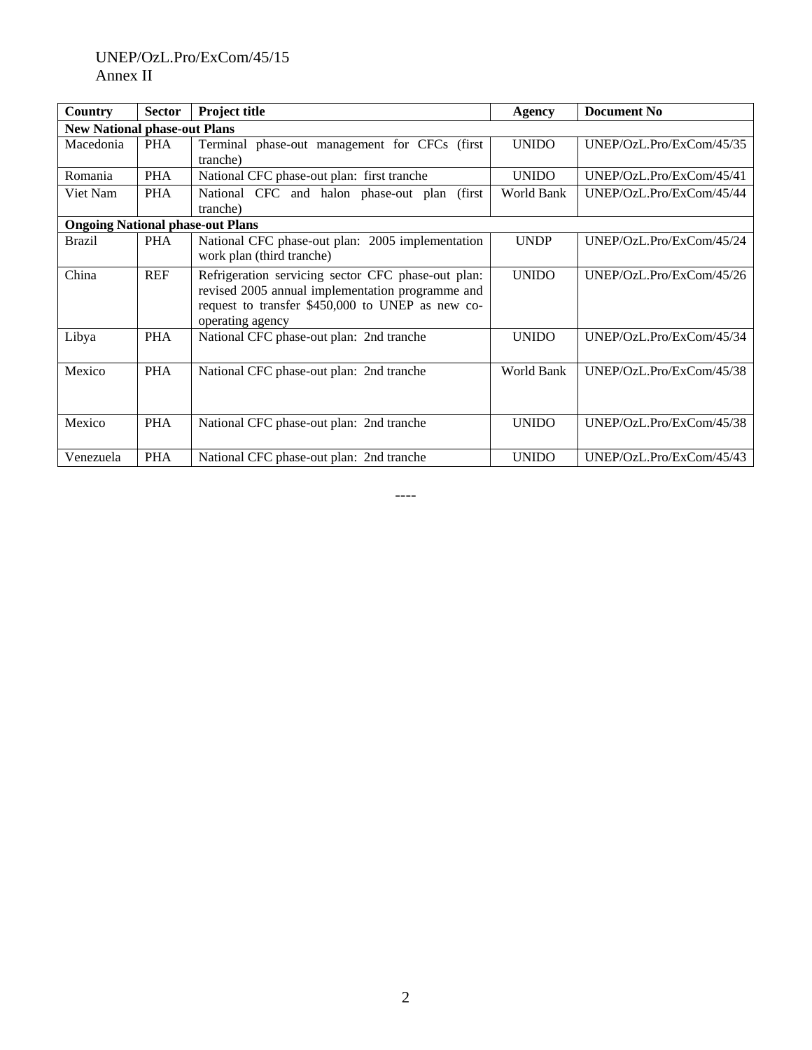| Country | Sector | Project title | Agency | Document No |
|---|---|---|---|---|
| **New National phase-out Plans** | | | | |
| Macedonia | PHA | Terminal phase-out management for CFCs (first tranche) | UNIDO | UNEP/OzL.Pro/ExCom/45/35 |
| Romania | PHA | National CFC phase-out plan: first tranche | UNIDO | UNEP/OzL.Pro/ExCom/45/41 |
| Viet Nam | PHA | National CFC and halon phase-out plan (first tranche) | World Bank | UNEP/OzL.Pro/ExCom/45/44 |
| **Ongoing National phase-out Plans** | | | | |
| Brazil | PHA | National CFC phase-out plan: 2005 implementation work plan (third tranche) | UNDP | UNEP/OzL.Pro/ExCom/45/24 |
| China | REF | Refrigeration servicing sector CFC phase-out plan: revised 2005 annual implementation programme and request to transfer $450,000 to UNEP as new co-operating agency | UNIDO | UNEP/OzL.Pro/ExCom/45/26 |
| Libya | PHA | National CFC phase-out plan: 2nd tranche | UNIDO | UNEP/OzL.Pro/ExCom/45/34 |
| Mexico | PHA | National CFC phase-out plan: 2nd tranche | World Bank | UNEP/OzL.Pro/ExCom/45/38 |
| Mexico | PHA | National CFC phase-out plan: 2nd tranche | UNIDO | UNEP/OzL.Pro/ExCom/45/38 |
| Venezuela | PHA | National CFC phase-out plan: 2nd tranche | UNIDO | UNEP/OzL.Pro/ExCom/45/43 |

----